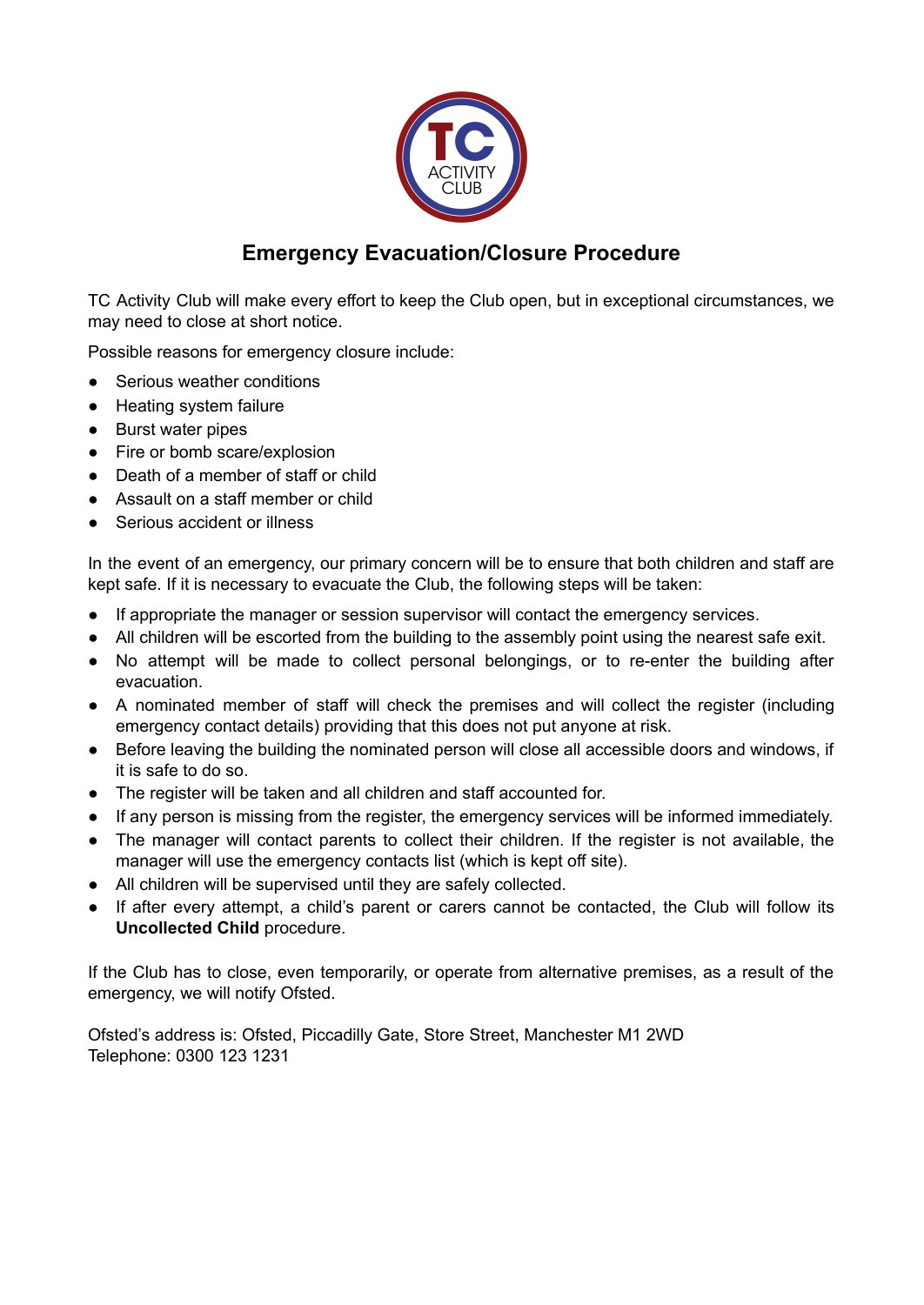# Emergency Evacuation/Closure Procedure

TC Activity Club will make every effort to keep the Club open, but in exceptional circumstances, we may need to close at short notice.

Possible reasons for emergency closure include:

- Serious weather conditions
- Heating system failure
- Burst water pipes
- Fire or bomb scare/explosion
- Death of a member of staff or child
- Assault on a staff member or child
- Serious accident or illness

In the event of an emergency, our primary concern will be to ensure that both children and staff are kept safe. If it is necessary to evacuate the Club, the following steps will be taken:

- If appropriate the manager or session supervisor will contact the emergency services.
- All children will be escorted from the building to the assembly point using the nearest safe exit.
- No attempt will be made to collect personal belongings, or to re-enter the building after evacuation.
- A nominated member of staff will check the premises and will collect the register (including emergency contact details) providing that this does not put anyone at risk.
- Before leaving the building the nominated person will close all accessible doors and windows, if it is safe to do so.
- The register will be taken and all children and staff accounted for.
- If any person is missing from the register, the emergency services will be informed immediately.
- The manager will contact parents to collect their children. If the register is not available, the manager will use the emergency contacts list (which is kept off site).
- All children will be supervised until they are safely collected.
- If after every attempt, a child's parent or carers cannot be contacted, the Club will follow its **Uncollected Child** procedure.

If the Club has to close, even temporarily, or operate from alternative premises, as a result of the emergency, we will notify Ofsted.

Ofsted's address is: Ofsted, Piccadilly Gate, Store Street, Manchester M1 2WD
Telephone: 0300 123 1231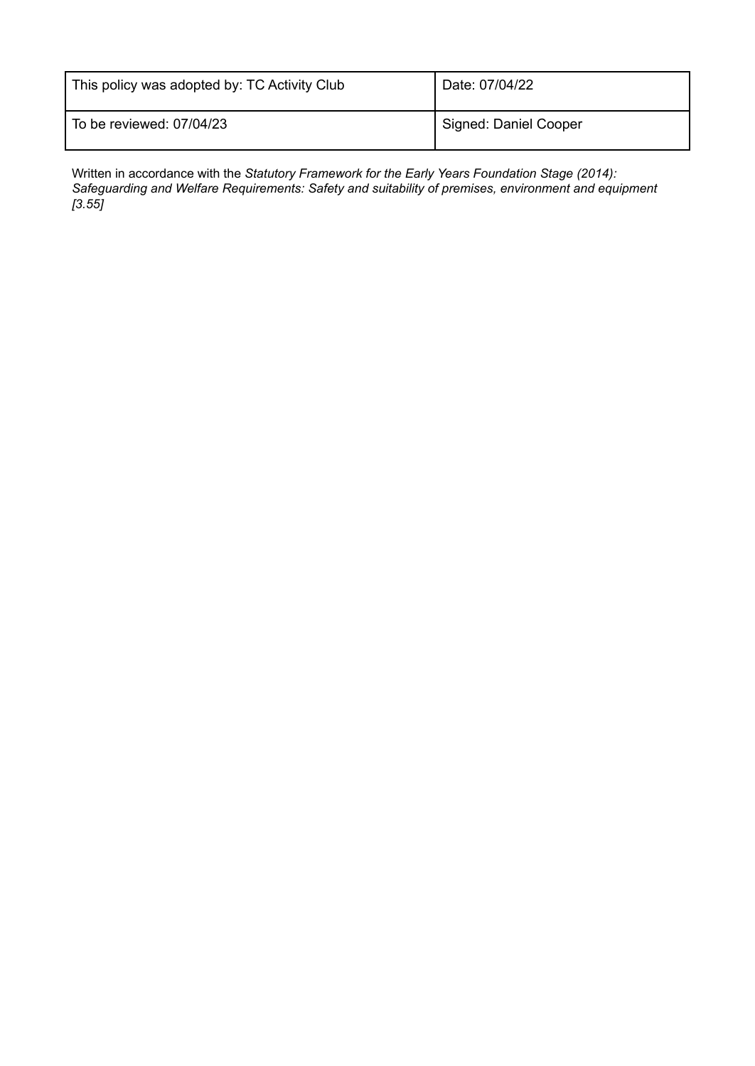| | |
|---|---|
| This policy was adopted by: TC Activity Club | Date: 07/04/22 |
| To be reviewed: 07/04/23 | Signed: Daniel Cooper |

Written in accordance with the *Statutory Framework for the Early Years Foundation Stage (2014): Safeguarding and Welfare Requirements: Safety and suitability of premises, environment and equipment [3.55]*